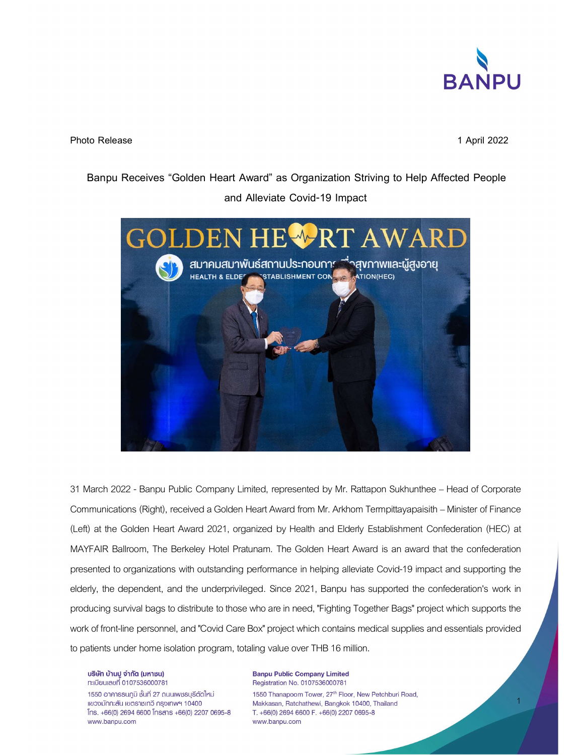Photo Release

1 April 2022

## Banpu Receives "Golden Heart Award" as Organization Striving to Help Affected People and Alleviate Covid-19 Impact

31 March 2022 - Banpu Public Company Limited, represented by Mr. Rattapon Sukhunthee – Head of Corporate Communications (Right), received a Golden Heart Award from Mr. Arkhom Termpittayapaisith – Minister of Finance (Left) at the Golden Heart Award 2021, organized by Health and Elderly Establishment Confederation (HEC) at MAYFAIR Ballroom, The Berkeley Hotel Pratunam. The Golden Heart Award is an award that the confederation presented to organizations with outstanding performance in helping alleviate Covid-19 impact and supporting the elderly, the dependent, and the underprivileged. Since 2021, Banpu has supported the confederation's work in producing survival bags to distribute to those who are in need, "Fighting Together Bags" project which supports the work of front-line personnel, and "Covid Care Box" project which contains medical supplies and essentials provided to patients under home isolation program, totaling value over THB 16 million.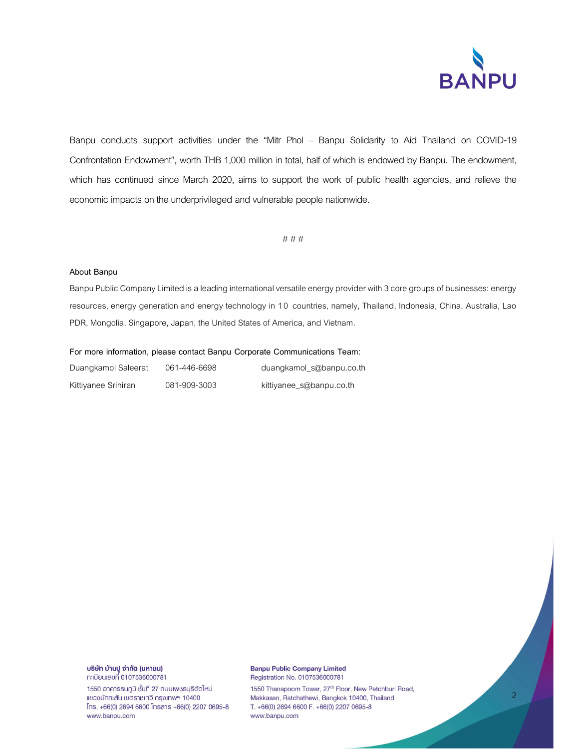Banpu conducts support activities under the "Mitr Phol – Banpu Solidarity to Aid Thailand on COVID-19 Confrontation Endowment", worth THB 1,000 million in total, half of which is endowed by Banpu. The endowment, which has continued since March 2020, aims to support the work of public health agencies, and relieve the economic impacts on the underprivileged and vulnerable people nationwide.

# # #

**About Banpu**

Banpu Public Company Limited is a leading international versatile energy provider with 3 core groups of businesses: energy resources, energy generation and energy technology in 10 countries, namely, Thailand, Indonesia, China, Australia, Lao PDR, Mongolia, Singapore, Japan, the United States of America, and Vietnam.

**For more information, please contact Banpu Corporate Communications Team:**

| | | |
|---|---|---|
| Duangkamol Saleerat | 061-446-6698 | duangkamol_s@banpu.co.th |
| Kittiyanee Srihiran | 081-909-3003 | kittiyanee_s@banpu.co.th |

**บริษัท บ้านปู จำกัด (มหาชน)**
ทะเบียนเลขที่ 0107536000781
1550 อาคารธนภูมิ ชั้นที่ 27 ถนนเพชรบุรีตัดใหม่
แขวงมักกะสัน เขตราชเทวี กรุงเทพฯ 10400
โทร. +66(0) 2694 6600 โทรสาร +66(0) 2207 0695-8
www.banpu.com

**Banpu Public Company Limited**
Registration No. 0107536000781
1550 Thanapoom Tower, 27th Floor, New Petchburi Road,
Makkasan, Ratchathewi, Bangkok 10400, Thailand
T. +66(0) 2694 6600 F. +66(0) 2207 0695-8
www.banpu.com